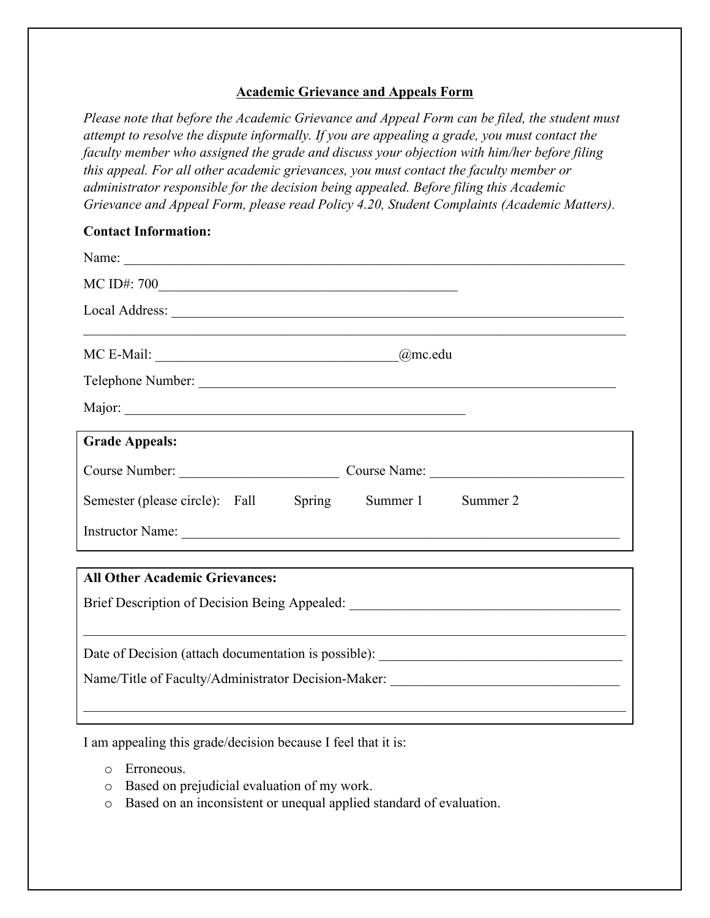## Academic Grievance and Appeals Form

*Please note that before the Academic Grievance and Appeal Form can be filed, the student must attempt to resolve the dispute informally. If you are appealing a grade, you must contact the faculty member who assigned the grade and discuss your objection with him/her before filing this appeal. For all other academic grievances, you must contact the faculty member or administrator responsible for the decision being appealed. Before filing this Academic Grievance and Appeal Form, please read Policy 4.20, Student Complaints (Academic Matters).*

**Contact Information:**

Name: ______________________________________________________________________

MC ID#: 700___________________________________________

Local Address: _________________________________________________________________

________________________________________________________________________________

MC E-Mail: ___________________________________@mc.edu

Telephone Number: ______________________________________________________________

Major: __________________________________________________

**Grade Appeals:**

Course Number: _______________________ Course Name: ___________________________

Semester (please circle): Fall Spring Summer 1 Summer 2

Instructor Name: _______________________________________________________________

**All Other Academic Grievances:**

Brief Description of Decision Being Appealed: _____________________________________

________________________________________________________________________________

Date of Decision (attach documentation is possible): ________________________________

Name/Title of Faculty/Administrator Decision-Maker: ______________________________

________________________________________________________________________________

I am appealing this grade/decision because I feel that it is:

- Erroneous.
- Based on prejudicial evaluation of my work.
- Based on an inconsistent or unequal applied standard of evaluation.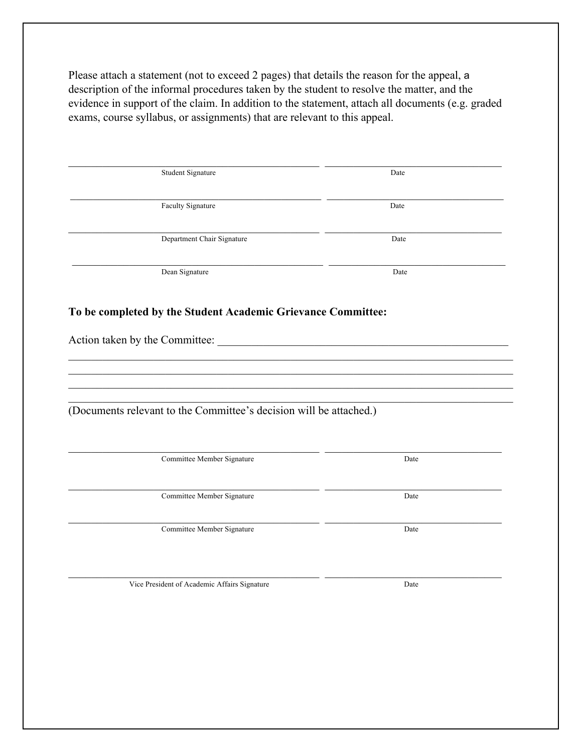Please attach a statement (not to exceed 2 pages) that details the reason for the appeal, a description of the informal procedures taken by the student to resolve the matter, and the evidence in support of the claim. In addition to the statement, attach all documents (e.g. graded exams, course syllabus, or assignments) that are relevant to this appeal.

\_\_\_\_\_\_\_\_\_\_\_\_\_\_\_\_\_\_\_\_\_\_\_\_\_\_\_\_\_\_\_\_\_\_\_\_\_\_\_\_ \_\_\_\_\_\_\_\_\_\_\_\_\_\_\_\_\_\_\_\_\_\_\_\_\_\_\_\_
Student Signature Date

\_\_\_\_\_\_\_\_\_\_\_\_\_\_\_\_\_\_\_\_\_\_\_\_\_\_\_\_\_\_\_\_\_\_\_\_\_\_\_\_ \_\_\_\_\_\_\_\_\_\_\_\_\_\_\_\_\_\_\_\_\_\_\_\_\_\_\_\_
Faculty Signature Date

\_\_\_\_\_\_\_\_\_\_\_\_\_\_\_\_\_\_\_\_\_\_\_\_\_\_\_\_\_\_\_\_\_\_\_\_\_\_\_\_ \_\_\_\_\_\_\_\_\_\_\_\_\_\_\_\_\_\_\_\_\_\_\_\_\_\_\_\_
Department Chair Signature Date

\_\_\_\_\_\_\_\_\_\_\_\_\_\_\_\_\_\_\_\_\_\_\_\_\_\_\_\_\_\_\_\_\_\_\_\_\_\_\_\_ \_\_\_\_\_\_\_\_\_\_\_\_\_\_\_\_\_\_\_\_\_\_\_\_\_\_\_\_
Dean Signature Date

**To be completed by the Student Academic Grievance Committee:**

Action taken by the Committee: \_\_\_\_\_\_\_\_\_\_\_\_\_\_\_\_\_\_\_\_\_\_\_\_\_\_\_\_\_\_\_\_\_\_\_\_\_\_\_\_\_\_\_\_
\_\_\_\_\_\_\_\_\_\_\_\_\_\_\_\_\_\_\_\_\_\_\_\_\_\_\_\_\_\_\_\_\_\_\_\_\_\_\_\_\_\_\_\_\_\_\_\_\_\_\_\_\_\_\_\_\_\_\_\_\_\_\_\_\_\_\_\_\_\_
\_\_\_\_\_\_\_\_\_\_\_\_\_\_\_\_\_\_\_\_\_\_\_\_\_\_\_\_\_\_\_\_\_\_\_\_\_\_\_\_\_\_\_\_\_\_\_\_\_\_\_\_\_\_\_\_\_\_\_\_\_\_\_\_\_\_\_\_\_\_
\_\_\_\_\_\_\_\_\_\_\_\_\_\_\_\_\_\_\_\_\_\_\_\_\_\_\_\_\_\_\_\_\_\_\_\_\_\_\_\_\_\_\_\_\_\_\_\_\_\_\_\_\_\_\_\_\_\_\_\_\_\_\_\_\_\_\_\_\_\_
\_\_\_\_\_\_\_\_\_\_\_\_\_\_\_\_\_\_\_\_\_\_\_\_\_\_\_\_\_\_\_\_\_\_\_\_\_\_\_\_\_\_\_\_\_\_\_\_\_\_\_\_\_\_\_\_\_\_\_\_\_\_\_\_\_\_\_\_\_\_
(Documents relevant to the Committee's decision will be attached.)

\_\_\_\_\_\_\_\_\_\_\_\_\_\_\_\_\_\_\_\_\_\_\_\_\_\_\_\_\_\_\_\_\_\_\_\_\_\_\_\_ \_\_\_\_\_\_\_\_\_\_\_\_\_\_\_\_\_\_\_\_\_\_\_\_\_\_\_\_
Committee Member Signature Date

\_\_\_\_\_\_\_\_\_\_\_\_\_\_\_\_\_\_\_\_\_\_\_\_\_\_\_\_\_\_\_\_\_\_\_\_\_\_\_\_ \_\_\_\_\_\_\_\_\_\_\_\_\_\_\_\_\_\_\_\_\_\_\_\_\_\_\_\_
Committee Member Signature Date

\_\_\_\_\_\_\_\_\_\_\_\_\_\_\_\_\_\_\_\_\_\_\_\_\_\_\_\_\_\_\_\_\_\_\_\_\_\_\_\_ \_\_\_\_\_\_\_\_\_\_\_\_\_\_\_\_\_\_\_\_\_\_\_\_\_\_\_\_
Committee Member Signature Date

\_\_\_\_\_\_\_\_\_\_\_\_\_\_\_\_\_\_\_\_\_\_\_\_\_\_\_\_\_\_\_\_\_\_\_\_\_\_\_\_ \_\_\_\_\_\_\_\_\_\_\_\_\_\_\_\_\_\_\_\_\_\_\_\_\_\_\_\_
Vice President of Academic Affairs Signature Date